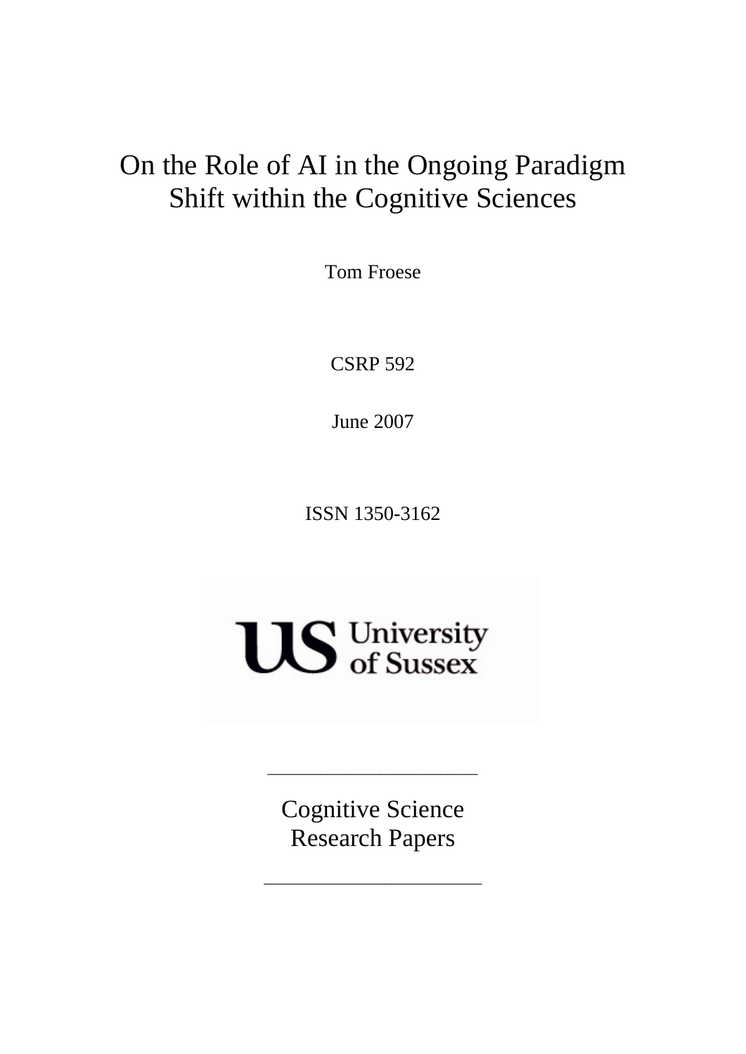# On the Role of AI in the Ongoing Paradigm Shift within the Cognitive Sciences

Tom Froese

CSRP 592

June 2007

ISSN 1350-3162

University of Sussex

---

Cognitive Science
Research Papers

---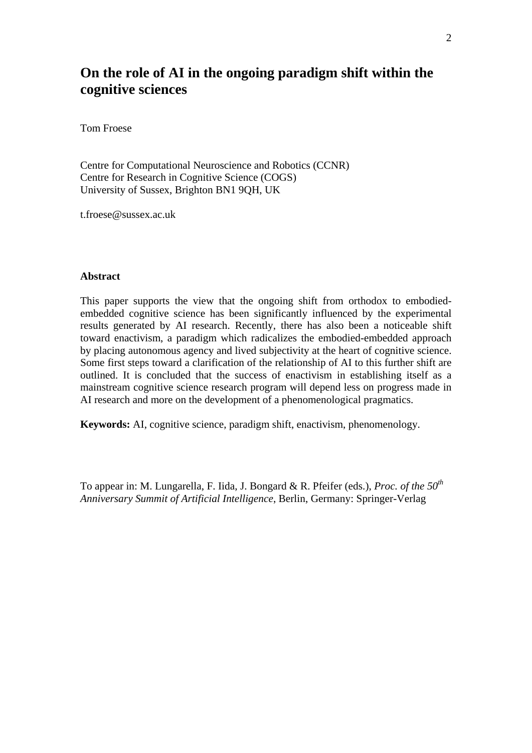# On the role of AI in the ongoing paradigm shift within the cognitive sciences

Tom Froese

Centre for Computational Neuroscience and Robotics (CCNR)
Centre for Research in Cognitive Science (COGS)
University of Sussex, Brighton BN1 9QH, UK

t.froese@sussex.ac.uk

**Abstract**

This paper supports the view that the ongoing shift from orthodox to embodied-embedded cognitive science has been significantly influenced by the experimental results generated by AI research. Recently, there has also been a noticeable shift toward enactivism, a paradigm which radicalizes the embodied-embedded approach by placing autonomous agency and lived subjectivity at the heart of cognitive science. Some first steps toward a clarification of the relationship of AI to this further shift are outlined. It is concluded that the success of enactivism in establishing itself as a mainstream cognitive science research program will depend less on progress made in AI research and more on the development of a phenomenological pragmatics.

**Keywords:** AI, cognitive science, paradigm shift, enactivism, phenomenology.

To appear in: M. Lungarella, F. Iida, J. Bongard & R. Pfeifer (eds.), *Proc. of the 50th Anniversary Summit of Artificial Intelligence*, Berlin, Germany: Springer-Verlag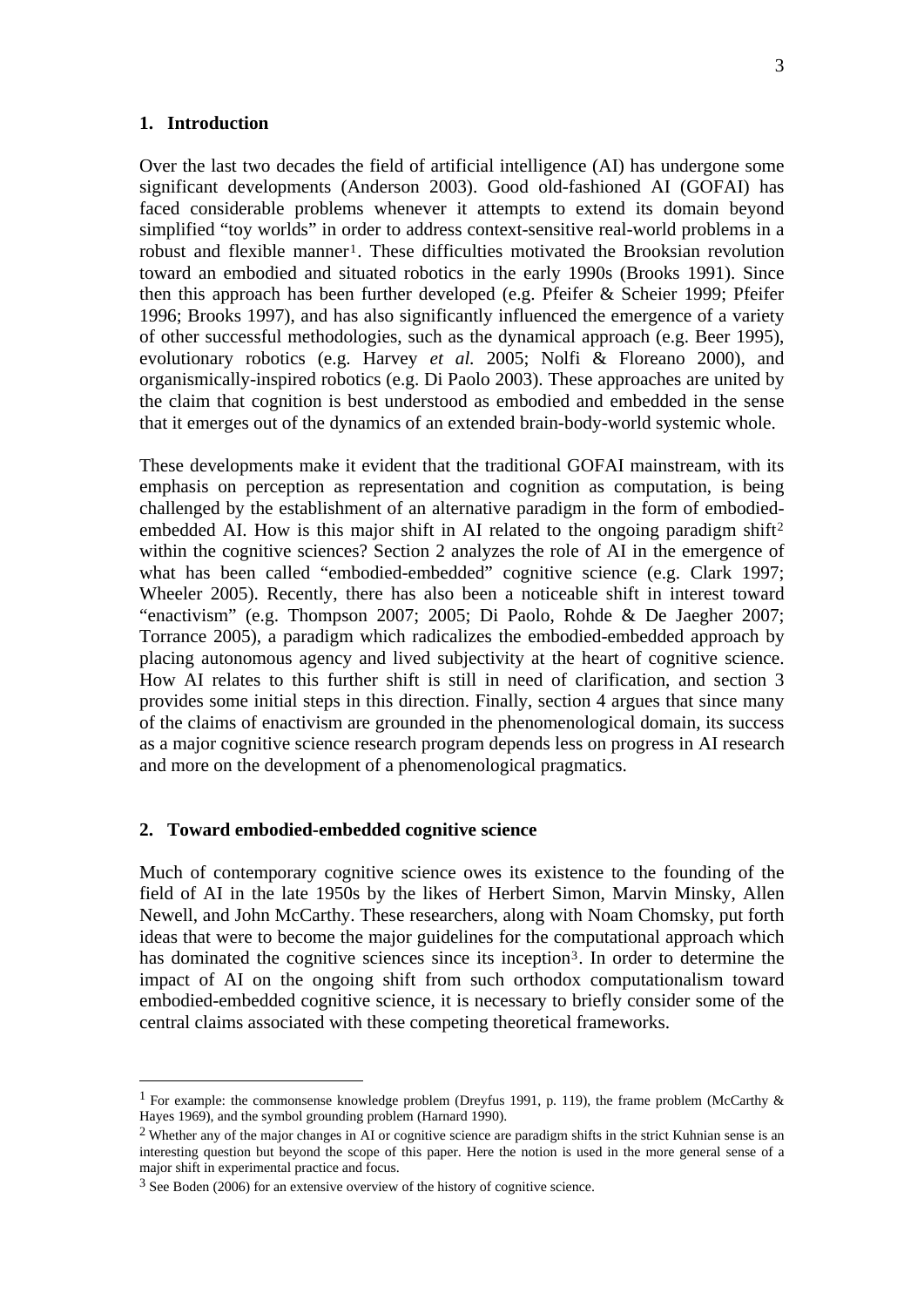## 1. Introduction

Over the last two decades the field of artificial intelligence (AI) has undergone some significant developments (Anderson 2003). Good old-fashioned AI (GOFAI) has faced considerable problems whenever it attempts to extend its domain beyond simplified "toy worlds" in order to address context-sensitive real-world problems in a robust and flexible manner[1]. These difficulties motivated the Brooksian revolution toward an embodied and situated robotics in the early 1990s (Brooks 1991). Since then this approach has been further developed (e.g. Pfeifer & Scheier 1999; Pfeifer 1996; Brooks 1997), and has also significantly influenced the emergence of a variety of other successful methodologies, such as the dynamical approach (e.g. Beer 1995), evolutionary robotics (e.g. Harvey *et al.* 2005; Nolfi & Floreano 2000), and organismically-inspired robotics (e.g. Di Paolo 2003). These approaches are united by the claim that cognition is best understood as embodied and embedded in the sense that it emerges out of the dynamics of an extended brain-body-world systemic whole.

These developments make it evident that the traditional GOFAI mainstream, with its emphasis on perception as representation and cognition as computation, is being challenged by the establishment of an alternative paradigm in the form of embodied-embedded AI. How is this major shift in AI related to the ongoing paradigm shift[2] within the cognitive sciences? Section 2 analyzes the role of AI in the emergence of what has been called "embodied-embedded" cognitive science (e.g. Clark 1997; Wheeler 2005). Recently, there has also been a noticeable shift in interest toward "enactivism" (e.g. Thompson 2007; 2005; Di Paolo, Rohde & De Jaegher 2007; Torrance 2005), a paradigm which radicalizes the embodied-embedded approach by placing autonomous agency and lived subjectivity at the heart of cognitive science. How AI relates to this further shift is still in need of clarification, and section 3 provides some initial steps in this direction. Finally, section 4 argues that since many of the claims of enactivism are grounded in the phenomenological domain, its success as a major cognitive science research program depends less on progress in AI research and more on the development of a phenomenological pragmatics.

## 2. Toward embodied-embedded cognitive science

Much of contemporary cognitive science owes its existence to the founding of the field of AI in the late 1950s by the likes of Herbert Simon, Marvin Minsky, Allen Newell, and John McCarthy. These researchers, along with Noam Chomsky, put forth ideas that were to become the major guidelines for the computational approach which has dominated the cognitive sciences since its inception[3]. In order to determine the impact of AI on the ongoing shift from such orthodox computationalism toward embodied-embedded cognitive science, it is necessary to briefly consider some of the central claims associated with these competing theoretical frameworks.

---

[1] For example: the commonsense knowledge problem (Dreyfus 1991, p. 119), the frame problem (McCarthy & Hayes 1969), and the symbol grounding problem (Harnard 1990).

[2] Whether any of the major changes in AI or cognitive science are paradigm shifts in the strict Kuhnian sense is an interesting question but beyond the scope of this paper. Here the notion is used in the more general sense of a major shift in experimental practice and focus.

[3] See Boden (2006) for an extensive overview of the history of cognitive science.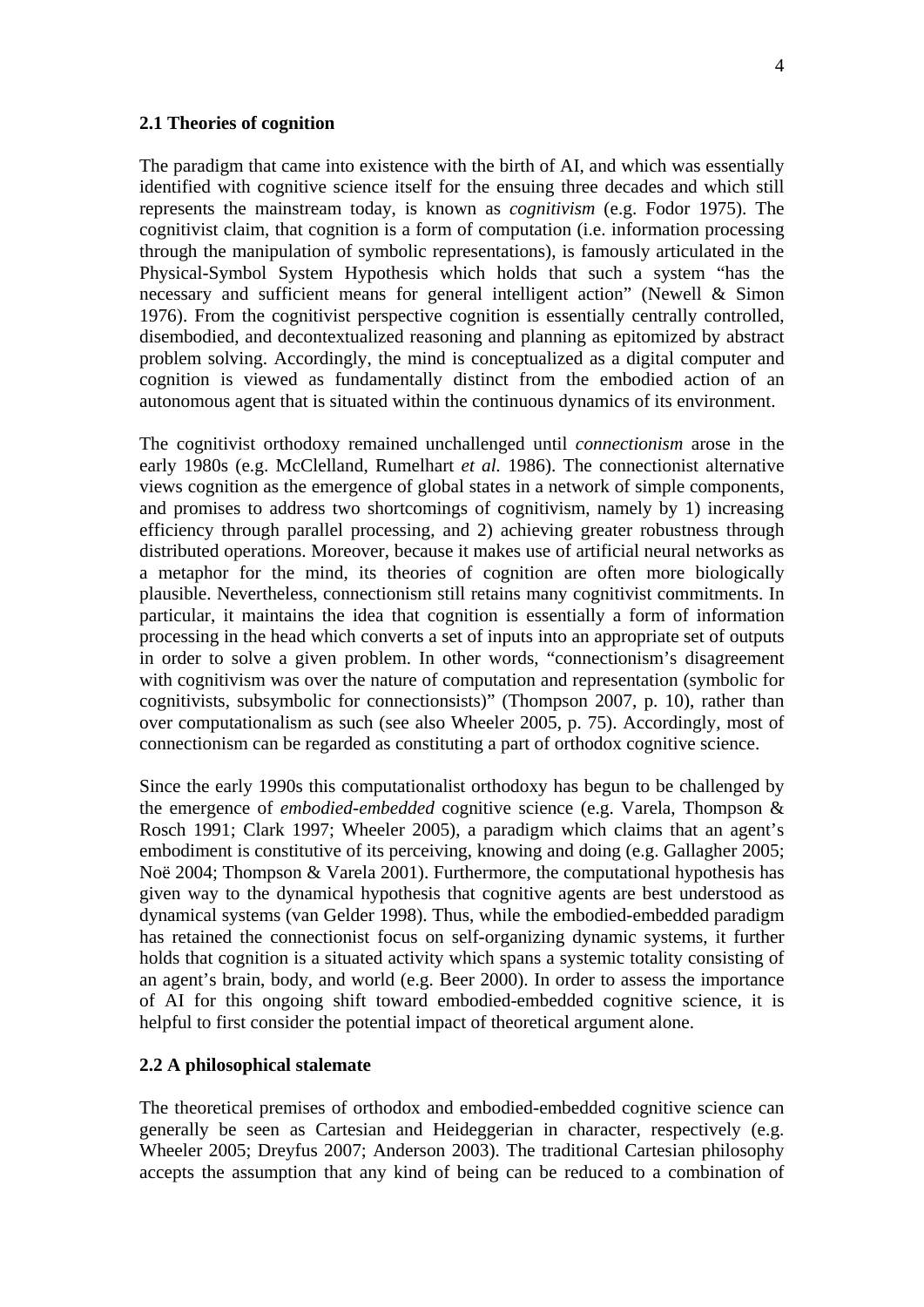## 2.1 Theories of cognition

The paradigm that came into existence with the birth of AI, and which was essentially identified with cognitive science itself for the ensuing three decades and which still represents the mainstream today, is known as *cognitivism* (e.g. Fodor 1975). The cognitivist claim, that cognition is a form of computation (i.e. information processing through the manipulation of symbolic representations), is famously articulated in the Physical-Symbol System Hypothesis which holds that such a system "has the necessary and sufficient means for general intelligent action" (Newell & Simon 1976). From the cognitivist perspective cognition is essentially centrally controlled, disembodied, and decontextualized reasoning and planning as epitomized by abstract problem solving. Accordingly, the mind is conceptualized as a digital computer and cognition is viewed as fundamentally distinct from the embodied action of an autonomous agent that is situated within the continuous dynamics of its environment.

The cognitivist orthodoxy remained unchallenged until *connectionism* arose in the early 1980s (e.g. McClelland, Rumelhart *et al.* 1986). The connectionist alternative views cognition as the emergence of global states in a network of simple components, and promises to address two shortcomings of cognitivism, namely by 1) increasing efficiency through parallel processing, and 2) achieving greater robustness through distributed operations. Moreover, because it makes use of artificial neural networks as a metaphor for the mind, its theories of cognition are often more biologically plausible. Nevertheless, connectionism still retains many cognitivist commitments. In particular, it maintains the idea that cognition is essentially a form of information processing in the head which converts a set of inputs into an appropriate set of outputs in order to solve a given problem. In other words, "connectionism's disagreement with cognitivism was over the nature of computation and representation (symbolic for cognitivists, subsymbolic for connectionsists)" (Thompson 2007, p. 10), rather than over computationalism as such (see also Wheeler 2005, p. 75). Accordingly, most of connectionism can be regarded as constituting a part of orthodox cognitive science.

Since the early 1990s this computationalist orthodoxy has begun to be challenged by the emergence of *embodied-embedded* cognitive science (e.g. Varela, Thompson & Rosch 1991; Clark 1997; Wheeler 2005), a paradigm which claims that an agent's embodiment is constitutive of its perceiving, knowing and doing (e.g. Gallagher 2005; Noë 2004; Thompson & Varela 2001). Furthermore, the computational hypothesis has given way to the dynamical hypothesis that cognitive agents are best understood as dynamical systems (van Gelder 1998). Thus, while the embodied-embedded paradigm has retained the connectionist focus on self-organizing dynamic systems, it further holds that cognition is a situated activity which spans a systemic totality consisting of an agent's brain, body, and world (e.g. Beer 2000). In order to assess the importance of AI for this ongoing shift toward embodied-embedded cognitive science, it is helpful to first consider the potential impact of theoretical argument alone.

## 2.2 A philosophical stalemate

The theoretical premises of orthodox and embodied-embedded cognitive science can generally be seen as Cartesian and Heideggerian in character, respectively (e.g. Wheeler 2005; Dreyfus 2007; Anderson 2003). The traditional Cartesian philosophy accepts the assumption that any kind of being can be reduced to a combination of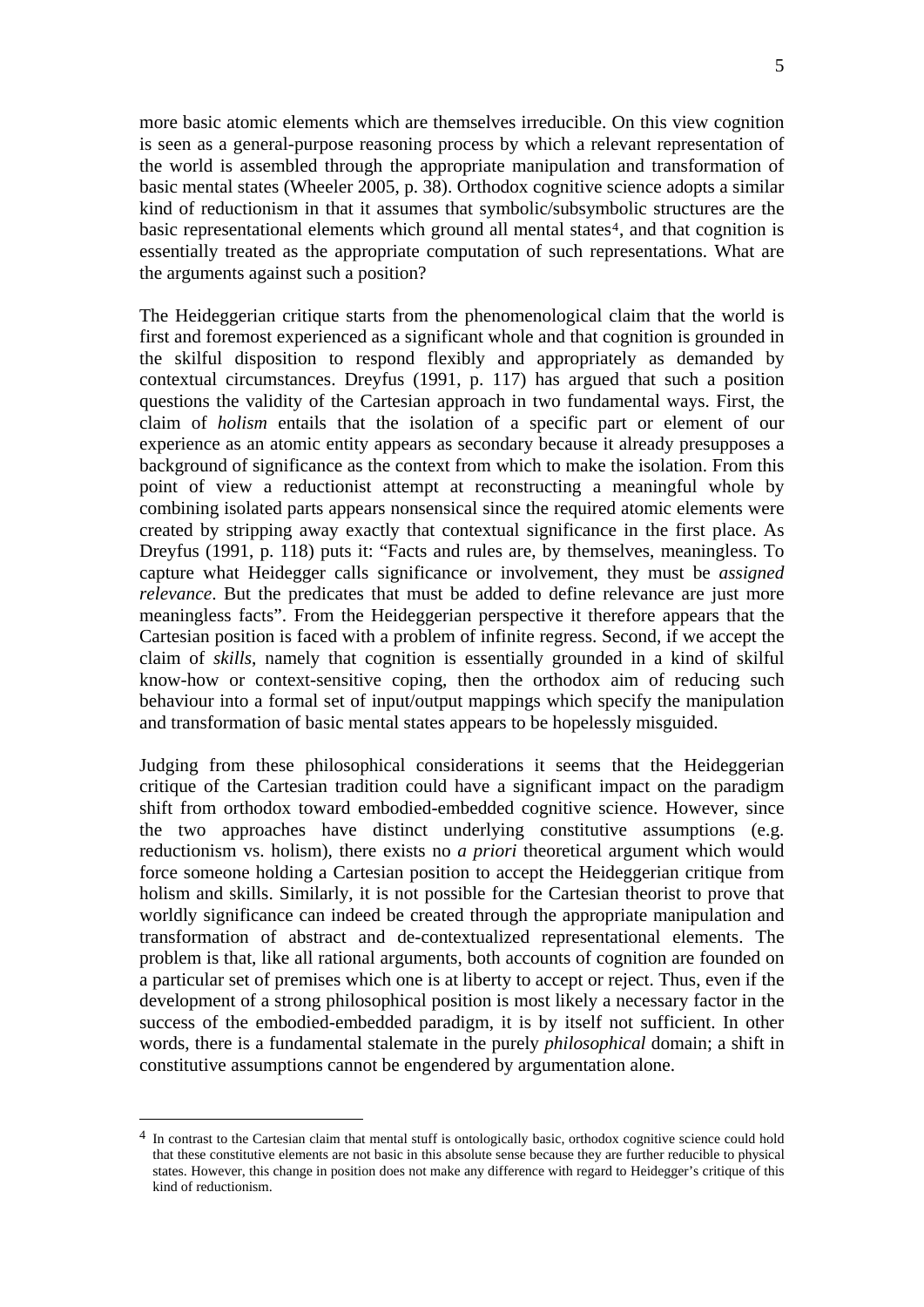more basic atomic elements which are themselves irreducible. On this view cognition is seen as a general-purpose reasoning process by which a relevant representation of the world is assembled through the appropriate manipulation and transformation of basic mental states (Wheeler 2005, p. 38). Orthodox cognitive science adopts a similar kind of reductionism in that it assumes that symbolic/subsymbolic structures are the basic representational elements which ground all mental states[4], and that cognition is essentially treated as the appropriate computation of such representations. What are the arguments against such a position?

The Heideggerian critique starts from the phenomenological claim that the world is first and foremost experienced as a significant whole and that cognition is grounded in the skilful disposition to respond flexibly and appropriately as demanded by contextual circumstances. Dreyfus (1991, p. 117) has argued that such a position questions the validity of the Cartesian approach in two fundamental ways. First, the claim of *holism* entails that the isolation of a specific part or element of our experience as an atomic entity appears as secondary because it already presupposes a background of significance as the context from which to make the isolation. From this point of view a reductionist attempt at reconstructing a meaningful whole by combining isolated parts appears nonsensical since the required atomic elements were created by stripping away exactly that contextual significance in the first place. As Dreyfus (1991, p. 118) puts it: "Facts and rules are, by themselves, meaningless. To capture what Heidegger calls significance or involvement, they must be *assigned relevance*. But the predicates that must be added to define relevance are just more meaningless facts". From the Heideggerian perspective it therefore appears that the Cartesian position is faced with a problem of infinite regress. Second, if we accept the claim of *skills*, namely that cognition is essentially grounded in a kind of skilful know-how or context-sensitive coping, then the orthodox aim of reducing such behaviour into a formal set of input/output mappings which specify the manipulation and transformation of basic mental states appears to be hopelessly misguided.

Judging from these philosophical considerations it seems that the Heideggerian critique of the Cartesian tradition could have a significant impact on the paradigm shift from orthodox toward embodied-embedded cognitive science. However, since the two approaches have distinct underlying constitutive assumptions (e.g. reductionism vs. holism), there exists no *a priori* theoretical argument which would force someone holding a Cartesian position to accept the Heideggerian critique from holism and skills. Similarly, it is not possible for the Cartesian theorist to prove that worldly significance can indeed be created through the appropriate manipulation and transformation of abstract and de-contextualized representational elements. The problem is that, like all rational arguments, both accounts of cognition are founded on a particular set of premises which one is at liberty to accept or reject. Thus, even if the development of a strong philosophical position is most likely a necessary factor in the success of the embodied-embedded paradigm, it is by itself not sufficient. In other words, there is a fundamental stalemate in the purely *philosophical* domain; a shift in constitutive assumptions cannot be engendered by argumentation alone.

---

[4] In contrast to the Cartesian claim that mental stuff is ontologically basic, orthodox cognitive science could hold that these constitutive elements are not basic in this absolute sense because they are further reducible to physical states. However, this change in position does not make any difference with regard to Heidegger's critique of this kind of reductionism.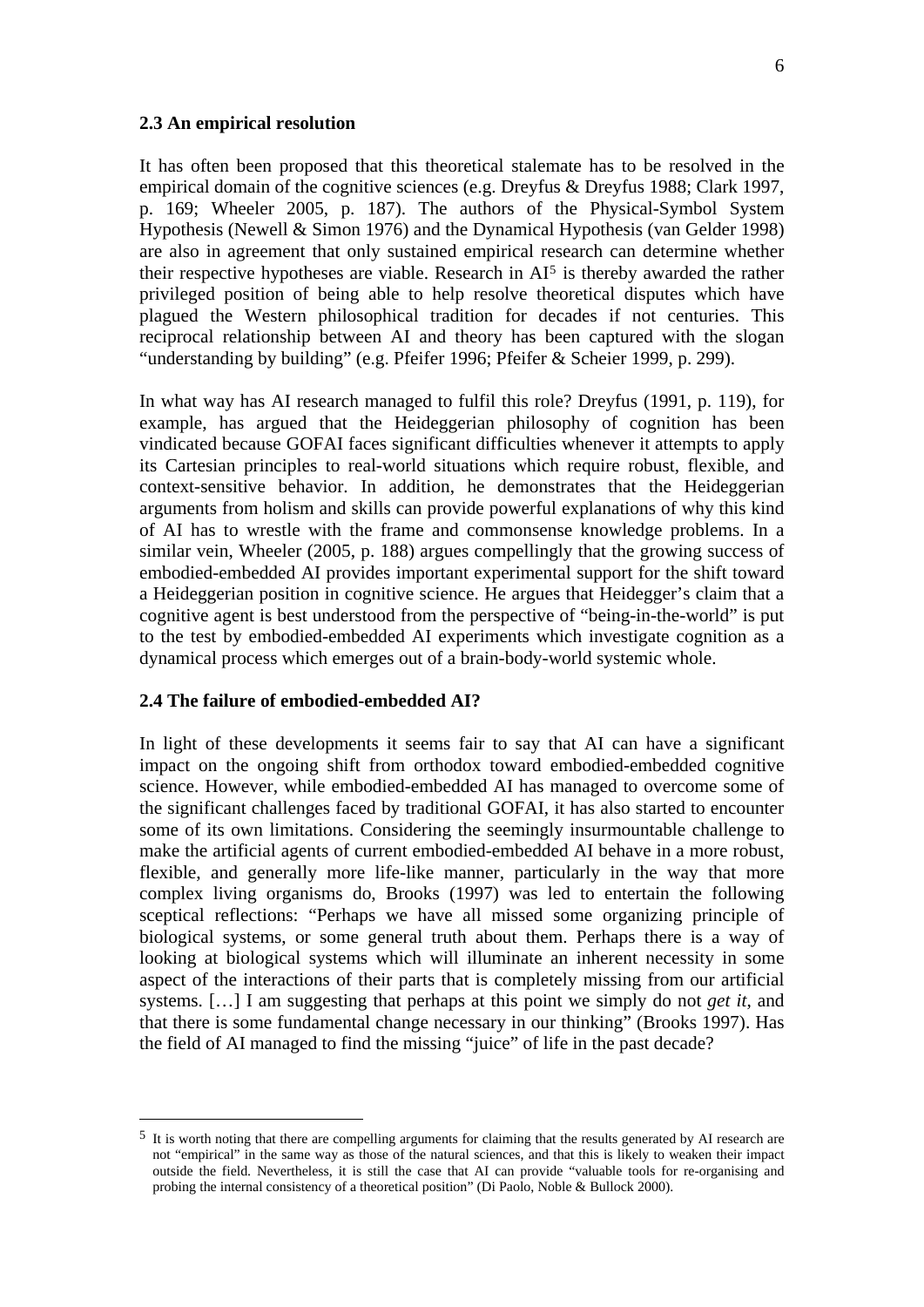### 2.3 An empirical resolution

It has often been proposed that this theoretical stalemate has to be resolved in the empirical domain of the cognitive sciences (e.g. Dreyfus & Dreyfus 1988; Clark 1997, p. 169; Wheeler 2005, p. 187). The authors of the Physical-Symbol System Hypothesis (Newell & Simon 1976) and the Dynamical Hypothesis (van Gelder 1998) are also in agreement that only sustained empirical research can determine whether their respective hypotheses are viable. Research in AI[5] is thereby awarded the rather privileged position of being able to help resolve theoretical disputes which have plagued the Western philosophical tradition for decades if not centuries. This reciprocal relationship between AI and theory has been captured with the slogan "understanding by building" (e.g. Pfeifer 1996; Pfeifer & Scheier 1999, p. 299).

In what way has AI research managed to fulfil this role? Dreyfus (1991, p. 119), for example, has argued that the Heideggerian philosophy of cognition has been vindicated because GOFAI faces significant difficulties whenever it attempts to apply its Cartesian principles to real-world situations which require robust, flexible, and context-sensitive behavior. In addition, he demonstrates that the Heideggerian arguments from holism and skills can provide powerful explanations of why this kind of AI has to wrestle with the frame and commonsense knowledge problems. In a similar vein, Wheeler (2005, p. 188) argues compellingly that the growing success of embodied-embedded AI provides important experimental support for the shift toward a Heideggerian position in cognitive science. He argues that Heidegger's claim that a cognitive agent is best understood from the perspective of "being-in-the-world" is put to the test by embodied-embedded AI experiments which investigate cognition as a dynamical process which emerges out of a brain-body-world systemic whole.

### 2.4 The failure of embodied-embedded AI?

In light of these developments it seems fair to say that AI can have a significant impact on the ongoing shift from orthodox toward embodied-embedded cognitive science. However, while embodied-embedded AI has managed to overcome some of the significant challenges faced by traditional GOFAI, it has also started to encounter some of its own limitations. Considering the seemingly insurmountable challenge to make the artificial agents of current embodied-embedded AI behave in a more robust, flexible, and generally more life-like manner, particularly in the way that more complex living organisms do, Brooks (1997) was led to entertain the following sceptical reflections: "Perhaps we have all missed some organizing principle of biological systems, or some general truth about them. Perhaps there is a way of looking at biological systems which will illuminate an inherent necessity in some aspect of the interactions of their parts that is completely missing from our artificial systems. […] I am suggesting that perhaps at this point we simply do not *get it*, and that there is some fundamental change necessary in our thinking" (Brooks 1997). Has the field of AI managed to find the missing "juice" of life in the past decade?

---

[5] It is worth noting that there are compelling arguments for claiming that the results generated by AI research are not "empirical" in the same way as those of the natural sciences, and that this is likely to weaken their impact outside the field. Nevertheless, it is still the case that AI can provide "valuable tools for re-organising and probing the internal consistency of a theoretical position" (Di Paolo, Noble & Bullock 2000).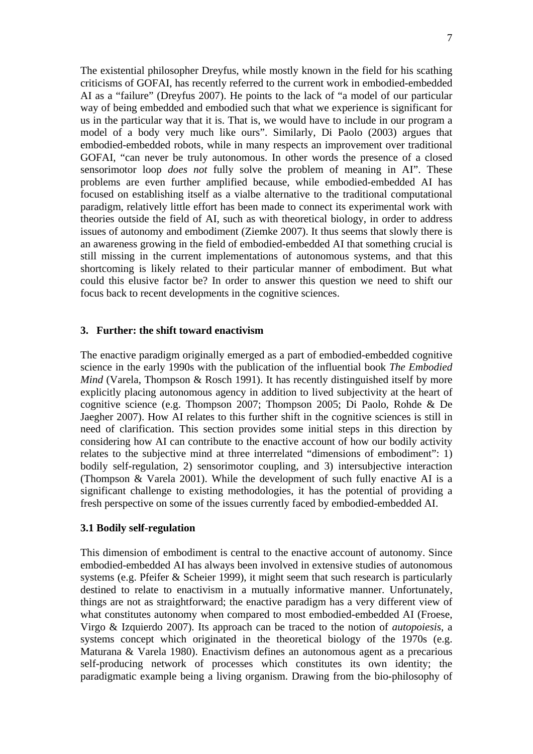The existential philosopher Dreyfus, while mostly known in the field for his scathing criticisms of GOFAI, has recently referred to the current work in embodied-embedded AI as a "failure" (Dreyfus 2007). He points to the lack of "a model of our particular way of being embedded and embodied such that what we experience is significant for us in the particular way that it is. That is, we would have to include in our program a model of a body very much like ours". Similarly, Di Paolo (2003) argues that embodied-embedded robots, while in many respects an improvement over traditional GOFAI, "can never be truly autonomous. In other words the presence of a closed sensorimotor loop *does not* fully solve the problem of meaning in AI". These problems are even further amplified because, while embodied-embedded AI has focused on establishing itself as a vialbe alternative to the traditional computational paradigm, relatively little effort has been made to connect its experimental work with theories outside the field of AI, such as with theoretical biology, in order to address issues of autonomy and embodiment (Ziemke 2007). It thus seems that slowly there is an awareness growing in the field of embodied-embedded AI that something crucial is still missing in the current implementations of autonomous systems, and that this shortcoming is likely related to their particular manner of embodiment. But what could this elusive factor be? In order to answer this question we need to shift our focus back to recent developments in the cognitive sciences.

## 3. Further: the shift toward enactivism

The enactive paradigm originally emerged as a part of embodied-embedded cognitive science in the early 1990s with the publication of the influential book *The Embodied Mind* (Varela, Thompson & Rosch 1991). It has recently distinguished itself by more explicitly placing autonomous agency in addition to lived subjectivity at the heart of cognitive science (e.g. Thompson 2007; Thompson 2005; Di Paolo, Rohde & De Jaegher 2007). How AI relates to this further shift in the cognitive sciences is still in need of clarification. This section provides some initial steps in this direction by considering how AI can contribute to the enactive account of how our bodily activity relates to the subjective mind at three interrelated "dimensions of embodiment": 1) bodily self-regulation, 2) sensorimotor coupling, and 3) intersubjective interaction (Thompson & Varela 2001). While the development of such fully enactive AI is a significant challenge to existing methodologies, it has the potential of providing a fresh perspective on some of the issues currently faced by embodied-embedded AI.

### 3.1 Bodily self-regulation

This dimension of embodiment is central to the enactive account of autonomy. Since embodied-embedded AI has always been involved in extensive studies of autonomous systems (e.g. Pfeifer & Scheier 1999), it might seem that such research is particularly destined to relate to enactivism in a mutually informative manner. Unfortunately, things are not as straightforward; the enactive paradigm has a very different view of what constitutes autonomy when compared to most embodied-embedded AI (Froese, Virgo & Izquierdo 2007). Its approach can be traced to the notion of *autopoiesis*, a systems concept which originated in the theoretical biology of the 1970s (e.g. Maturana & Varela 1980). Enactivism defines an autonomous agent as a precarious self-producing network of processes which constitutes its own identity; the paradigmatic example being a living organism. Drawing from the bio-philosophy of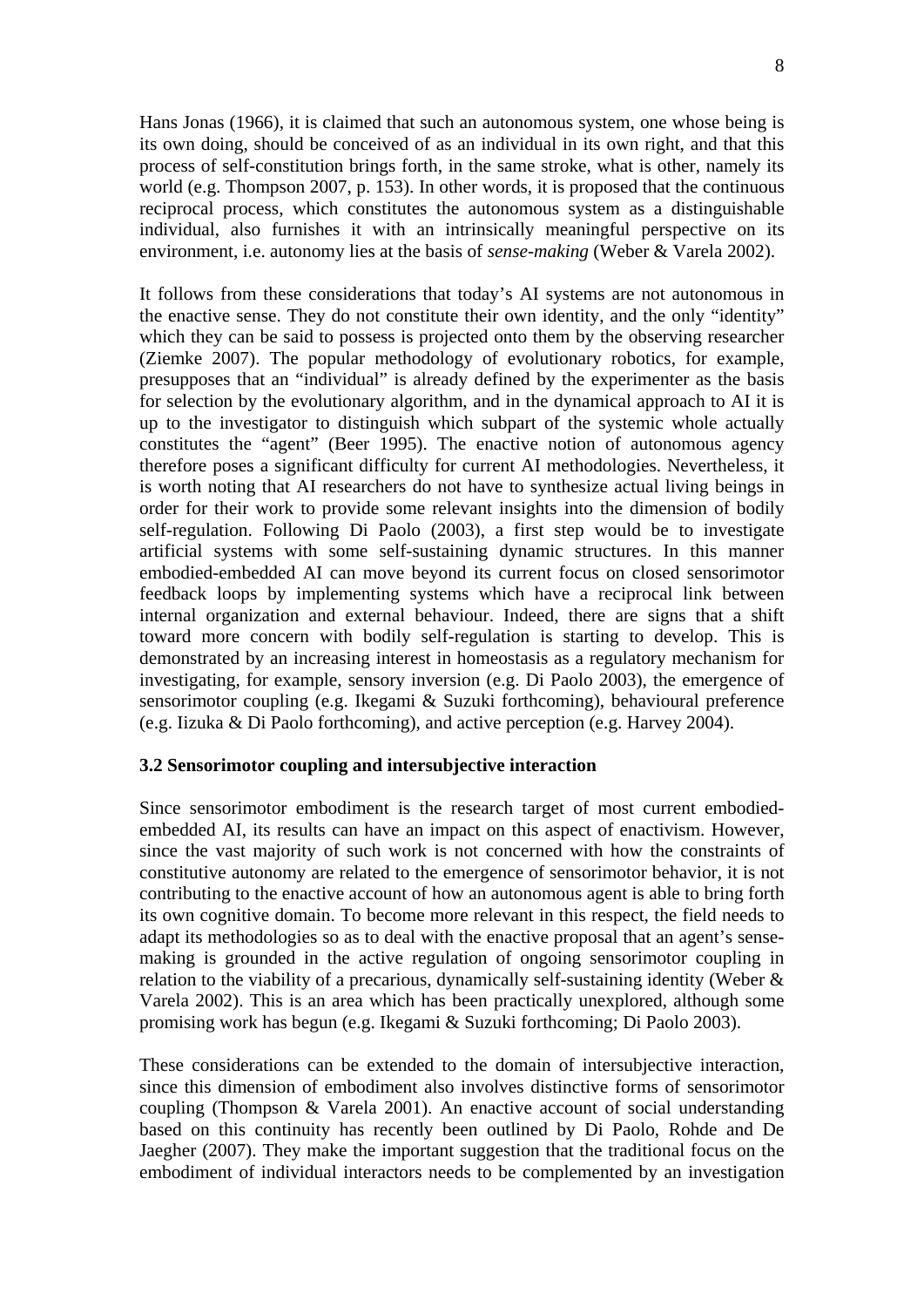Hans Jonas (1966), it is claimed that such an autonomous system, one whose being is its own doing, should be conceived of as an individual in its own right, and that this process of self-constitution brings forth, in the same stroke, what is other, namely its world (e.g. Thompson 2007, p. 153). In other words, it is proposed that the continuous reciprocal process, which constitutes the autonomous system as a distinguishable individual, also furnishes it with an intrinsically meaningful perspective on its environment, i.e. autonomy lies at the basis of *sense-making* (Weber & Varela 2002).

It follows from these considerations that today's AI systems are not autonomous in the enactive sense. They do not constitute their own identity, and the only "identity" which they can be said to possess is projected onto them by the observing researcher (Ziemke 2007). The popular methodology of evolutionary robotics, for example, presupposes that an "individual" is already defined by the experimenter as the basis for selection by the evolutionary algorithm, and in the dynamical approach to AI it is up to the investigator to distinguish which subpart of the systemic whole actually constitutes the "agent" (Beer 1995). The enactive notion of autonomous agency therefore poses a significant difficulty for current AI methodologies. Nevertheless, it is worth noting that AI researchers do not have to synthesize actual living beings in order for their work to provide some relevant insights into the dimension of bodily self-regulation. Following Di Paolo (2003), a first step would be to investigate artificial systems with some self-sustaining dynamic structures. In this manner embodied-embedded AI can move beyond its current focus on closed sensorimotor feedback loops by implementing systems which have a reciprocal link between internal organization and external behaviour. Indeed, there are signs that a shift toward more concern with bodily self-regulation is starting to develop. This is demonstrated by an increasing interest in homeostasis as a regulatory mechanism for investigating, for example, sensory inversion (e.g. Di Paolo 2003), the emergence of sensorimotor coupling (e.g. Ikegami & Suzuki forthcoming), behavioural preference (e.g. Iizuka & Di Paolo forthcoming), and active perception (e.g. Harvey 2004).

### 3.2 Sensorimotor coupling and intersubjective interaction

Since sensorimotor embodiment is the research target of most current embodied-embedded AI, its results can have an impact on this aspect of enactivism. However, since the vast majority of such work is not concerned with how the constraints of constitutive autonomy are related to the emergence of sensorimotor behavior, it is not contributing to the enactive account of how an autonomous agent is able to bring forth its own cognitive domain. To become more relevant in this respect, the field needs to adapt its methodologies so as to deal with the enactive proposal that an agent's sense-making is grounded in the active regulation of ongoing sensorimotor coupling in relation to the viability of a precarious, dynamically self-sustaining identity (Weber & Varela 2002). This is an area which has been practically unexplored, although some promising work has begun (e.g. Ikegami & Suzuki forthcoming; Di Paolo 2003).

These considerations can be extended to the domain of intersubjective interaction, since this dimension of embodiment also involves distinctive forms of sensorimotor coupling (Thompson & Varela 2001). An enactive account of social understanding based on this continuity has recently been outlined by Di Paolo, Rohde and De Jaegher (2007). They make the important suggestion that the traditional focus on the embodiment of individual interactors needs to be complemented by an investigation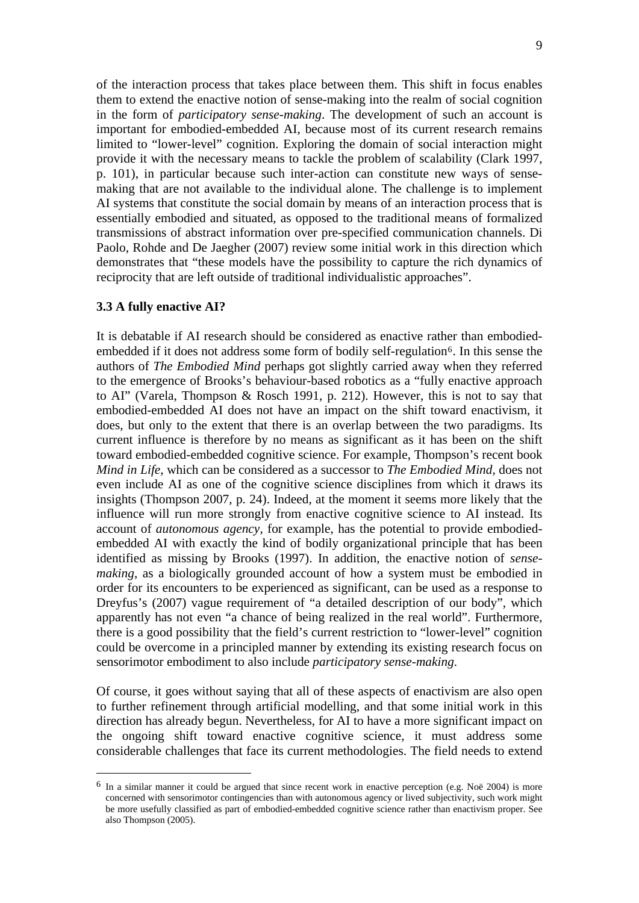of the interaction process that takes place between them. This shift in focus enables them to extend the enactive notion of sense-making into the realm of social cognition in the form of *participatory sense-making*. The development of such an account is important for embodied-embedded AI, because most of its current research remains limited to "lower-level" cognition. Exploring the domain of social interaction might provide it with the necessary means to tackle the problem of scalability (Clark 1997, p. 101), in particular because such inter-action can constitute new ways of sense-making that are not available to the individual alone. The challenge is to implement AI systems that constitute the social domain by means of an interaction process that is essentially embodied and situated, as opposed to the traditional means of formalized transmissions of abstract information over pre-specified communication channels. Di Paolo, Rohde and De Jaegher (2007) review some initial work in this direction which demonstrates that "these models have the possibility to capture the rich dynamics of reciprocity that are left outside of traditional individualistic approaches".

### 3.3 A fully enactive AI?

It is debatable if AI research should be considered as enactive rather than embodied-embedded if it does not address some form of bodily self-regulation[6]. In this sense the authors of *The Embodied Mind* perhaps got slightly carried away when they referred to the emergence of Brooks's behaviour-based robotics as a "fully enactive approach to AI" (Varela, Thompson & Rosch 1991, p. 212). However, this is not to say that embodied-embedded AI does not have an impact on the shift toward enactivism, it does, but only to the extent that there is an overlap between the two paradigms. Its current influence is therefore by no means as significant as it has been on the shift toward embodied-embedded cognitive science. For example, Thompson's recent book *Mind in Life*, which can be considered as a successor to *The Embodied Mind*, does not even include AI as one of the cognitive science disciplines from which it draws its insights (Thompson 2007, p. 24). Indeed, at the moment it seems more likely that the influence will run more strongly from enactive cognitive science to AI instead. Its account of *autonomous agency*, for example, has the potential to provide embodied-embedded AI with exactly the kind of bodily organizational principle that has been identified as missing by Brooks (1997). In addition, the enactive notion of *sense-making*, as a biologically grounded account of how a system must be embodied in order for its encounters to be experienced as significant, can be used as a response to Dreyfus's (2007) vague requirement of "a detailed description of our body", which apparently has not even "a chance of being realized in the real world". Furthermore, there is a good possibility that the field's current restriction to "lower-level" cognition could be overcome in a principled manner by extending its existing research focus on sensorimotor embodiment to also include *participatory sense-making*.

Of course, it goes without saying that all of these aspects of enactivism are also open to further refinement through artificial modelling, and that some initial work in this direction has already begun. Nevertheless, for AI to have a more significant impact on the ongoing shift toward enactive cognitive science, it must address some considerable challenges that face its current methodologies. The field needs to extend

[6] In a similar manner it could be argued that since recent work in enactive perception (e.g. Noë 2004) is more concerned with sensorimotor contingencies than with autonomous agency or lived subjectivity, such work might be more usefully classified as part of embodied-embedded cognitive science rather than enactivism proper. See also Thompson (2005).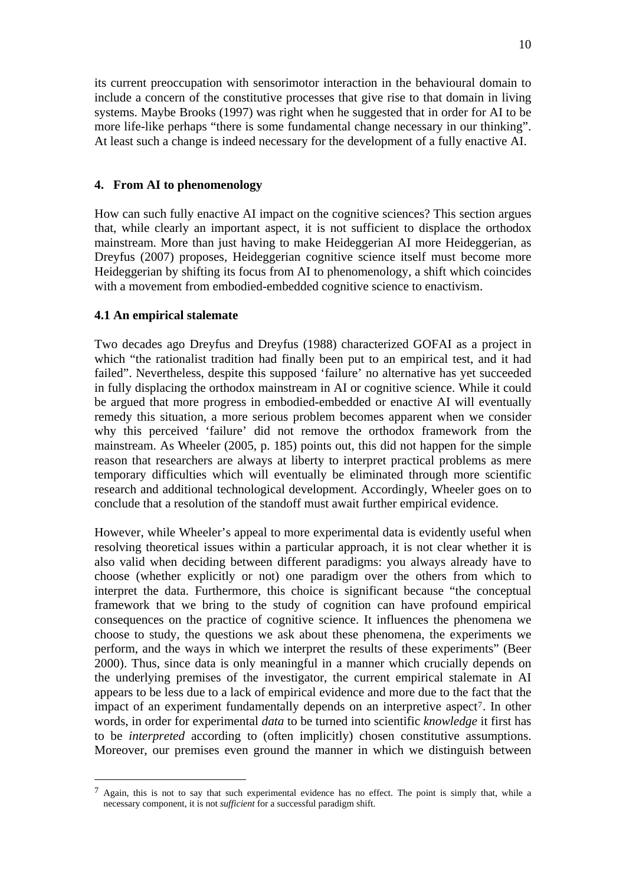its current preoccupation with sensorimotor interaction in the behavioural domain to include a concern of the constitutive processes that give rise to that domain in living systems. Maybe Brooks (1997) was right when he suggested that in order for AI to be more life-like perhaps "there is some fundamental change necessary in our thinking". At least such a change is indeed necessary for the development of a fully enactive AI.

## 4. From AI to phenomenology

How can such fully enactive AI impact on the cognitive sciences? This section argues that, while clearly an important aspect, it is not sufficient to displace the orthodox mainstream. More than just having to make Heideggerian AI more Heideggerian, as Dreyfus (2007) proposes, Heideggerian cognitive science itself must become more Heideggerian by shifting its focus from AI to phenomenology, a shift which coincides with a movement from embodied-embedded cognitive science to enactivism.

### 4.1 An empirical stalemate

Two decades ago Dreyfus and Dreyfus (1988) characterized GOFAI as a project in which "the rationalist tradition had finally been put to an empirical test, and it had failed". Nevertheless, despite this supposed 'failure' no alternative has yet succeeded in fully displacing the orthodox mainstream in AI or cognitive science. While it could be argued that more progress in embodied-embedded or enactive AI will eventually remedy this situation, a more serious problem becomes apparent when we consider why this perceived 'failure' did not remove the orthodox framework from the mainstream. As Wheeler (2005, p. 185) points out, this did not happen for the simple reason that researchers are always at liberty to interpret practical problems as mere temporary difficulties which will eventually be eliminated through more scientific research and additional technological development. Accordingly, Wheeler goes on to conclude that a resolution of the standoff must await further empirical evidence.

However, while Wheeler's appeal to more experimental data is evidently useful when resolving theoretical issues within a particular approach, it is not clear whether it is also valid when deciding between different paradigms: you always already have to choose (whether explicitly or not) one paradigm over the others from which to interpret the data. Furthermore, this choice is significant because "the conceptual framework that we bring to the study of cognition can have profound empirical consequences on the practice of cognitive science. It influences the phenomena we choose to study, the questions we ask about these phenomena, the experiments we perform, and the ways in which we interpret the results of these experiments" (Beer 2000). Thus, since data is only meaningful in a manner which crucially depends on the underlying premises of the investigator, the current empirical stalemate in AI appears to be less due to a lack of empirical evidence and more due to the fact that the impact of an experiment fundamentally depends on an interpretive aspect[7]. In other words, in order for experimental *data* to be turned into scientific *knowledge* it first has to be *interpreted* according to (often implicitly) chosen constitutive assumptions. Moreover, our premises even ground the manner in which we distinguish between

[7] Again, this is not to say that such experimental evidence has no effect. The point is simply that, while a necessary component, it is not *sufficient* for a successful paradigm shift.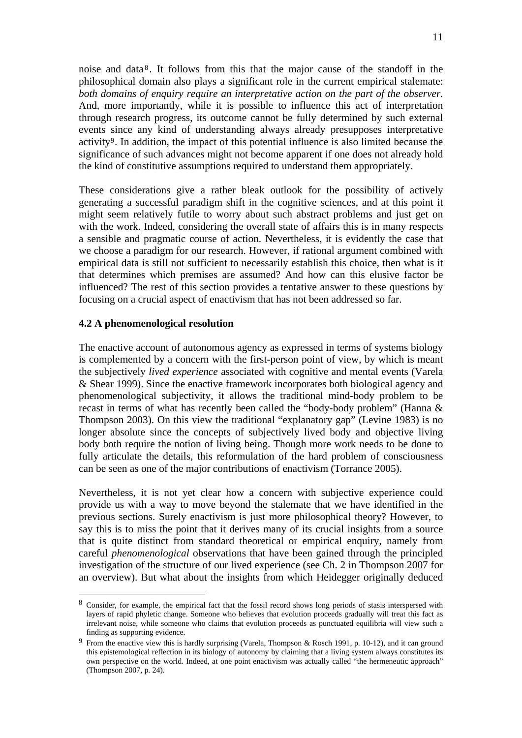noise and data[8]. It follows from this that the major cause of the standoff in the philosophical domain also plays a significant role in the current empirical stalemate: *both domains of enquiry require an interpretative action on the part of the observer.* And, more importantly, while it is possible to influence this act of interpretation through research progress, its outcome cannot be fully determined by such external events since any kind of understanding always already presupposes interpretative activity[9]. In addition, the impact of this potential influence is also limited because the significance of such advances might not become apparent if one does not already hold the kind of constitutive assumptions required to understand them appropriately.

These considerations give a rather bleak outlook for the possibility of actively generating a successful paradigm shift in the cognitive sciences, and at this point it might seem relatively futile to worry about such abstract problems and just get on with the work. Indeed, considering the overall state of affairs this is in many respects a sensible and pragmatic course of action. Nevertheless, it is evidently the case that we choose a paradigm for our research. However, if rational argument combined with empirical data is still not sufficient to necessarily establish this choice, then what is it that determines which premises are assumed? And how can this elusive factor be influenced? The rest of this section provides a tentative answer to these questions by focusing on a crucial aspect of enactivism that has not been addressed so far.

### 4.2 A phenomenological resolution

The enactive account of autonomous agency as expressed in terms of systems biology is complemented by a concern with the first-person point of view, by which is meant the subjectively *lived experience* associated with cognitive and mental events (Varela & Shear 1999). Since the enactive framework incorporates both biological agency and phenomenological subjectivity, it allows the traditional mind-body problem to be recast in terms of what has recently been called the "body-body problem" (Hanna & Thompson 2003). On this view the traditional "explanatory gap" (Levine 1983) is no longer absolute since the concepts of subjectively lived body and objective living body both require the notion of living being. Though more work needs to be done to fully articulate the details, this reformulation of the hard problem of consciousness can be seen as one of the major contributions of enactivism (Torrance 2005).

Nevertheless, it is not yet clear how a concern with subjective experience could provide us with a way to move beyond the stalemate that we have identified in the previous sections. Surely enactivism is just more philosophical theory? However, to say this is to miss the point that it derives many of its crucial insights from a source that is quite distinct from standard theoretical or empirical enquiry, namely from careful *phenomenological* observations that have been gained through the principled investigation of the structure of our lived experience (see Ch. 2 in Thompson 2007 for an overview). But what about the insights from which Heidegger originally deduced

---

[8] Consider, for example, the empirical fact that the fossil record shows long periods of stasis interspersed with layers of rapid phyletic change. Someone who believes that evolution proceeds gradually will treat this fact as irrelevant noise, while someone who claims that evolution proceeds as punctuated equilibria will view such a finding as supporting evidence.

[9] From the enactive view this is hardly surprising (Varela, Thompson & Rosch 1991, p. 10-12), and it can ground this epistemological reflection in its biology of autonomy by claiming that a living system always constitutes its own perspective on the world. Indeed, at one point enactivism was actually called "the hermeneutic approach" (Thompson 2007, p. 24).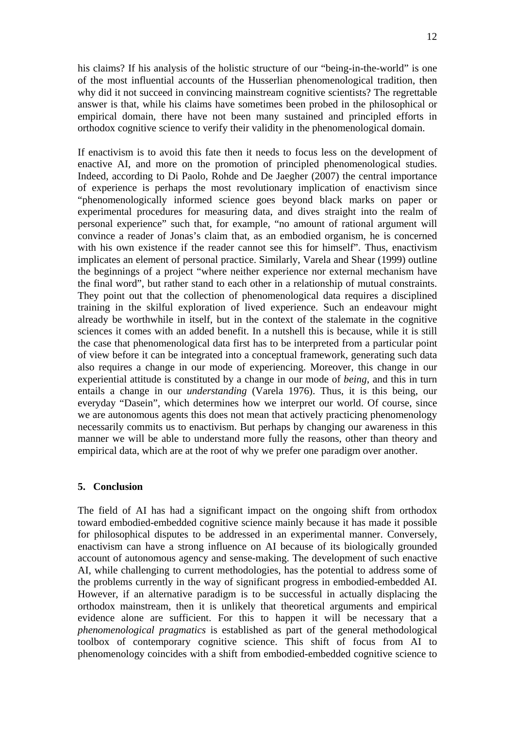his claims? If his analysis of the holistic structure of our "being-in-the-world" is one of the most influential accounts of the Husserlian phenomenological tradition, then why did it not succeed in convincing mainstream cognitive scientists? The regrettable answer is that, while his claims have sometimes been probed in the philosophical or empirical domain, there have not been many sustained and principled efforts in orthodox cognitive science to verify their validity in the phenomenological domain.

If enactivism is to avoid this fate then it needs to focus less on the development of enactive AI, and more on the promotion of principled phenomenological studies. Indeed, according to Di Paolo, Rohde and De Jaegher (2007) the central importance of experience is perhaps the most revolutionary implication of enactivism since "phenomenologically informed science goes beyond black marks on paper or experimental procedures for measuring data, and dives straight into the realm of personal experience" such that, for example, "no amount of rational argument will convince a reader of Jonas's claim that, as an embodied organism, he is concerned with his own existence if the reader cannot see this for himself". Thus, enactivism implicates an element of personal practice. Similarly, Varela and Shear (1999) outline the beginnings of a project "where neither experience nor external mechanism have the final word", but rather stand to each other in a relationship of mutual constraints. They point out that the collection of phenomenological data requires a disciplined training in the skilful exploration of lived experience. Such an endeavour might already be worthwhile in itself, but in the context of the stalemate in the cognitive sciences it comes with an added benefit. In a nutshell this is because, while it is still the case that phenomenological data first has to be interpreted from a particular point of view before it can be integrated into a conceptual framework, generating such data also requires a change in our mode of experiencing. Moreover, this change in our experiential attitude is constituted by a change in our mode of *being*, and this in turn entails a change in our *understanding* (Varela 1976). Thus, it is this being, our everyday "Dasein", which determines how we interpret our world. Of course, since we are autonomous agents this does not mean that actively practicing phenomenology necessarily commits us to enactivism. But perhaps by changing our awareness in this manner we will be able to understand more fully the reasons, other than theory and empirical data, which are at the root of why we prefer one paradigm over another.

## 5. Conclusion

The field of AI has had a significant impact on the ongoing shift from orthodox toward embodied-embedded cognitive science mainly because it has made it possible for philosophical disputes to be addressed in an experimental manner. Conversely, enactivism can have a strong influence on AI because of its biologically grounded account of autonomous agency and sense-making. The development of such enactive AI, while challenging to current methodologies, has the potential to address some of the problems currently in the way of significant progress in embodied-embedded AI. However, if an alternative paradigm is to be successful in actually displacing the orthodox mainstream, then it is unlikely that theoretical arguments and empirical evidence alone are sufficient. For this to happen it will be necessary that a *phenomenological pragmatics* is established as part of the general methodological toolbox of contemporary cognitive science. This shift of focus from AI to phenomenology coincides with a shift from embodied-embedded cognitive science to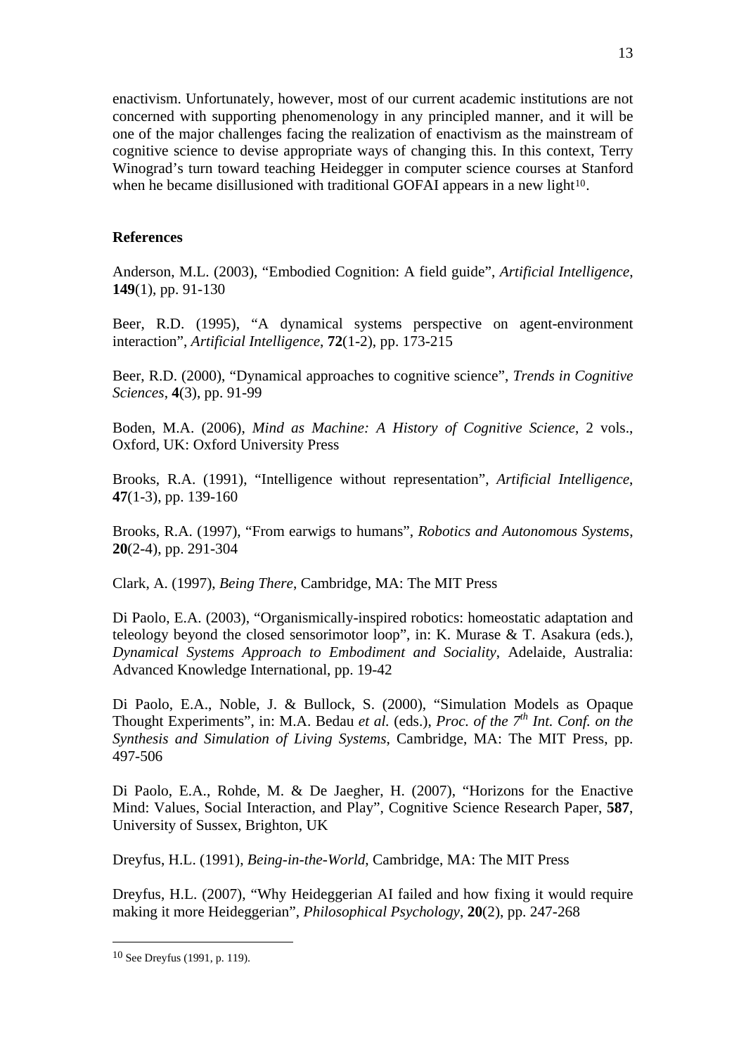enactivism. Unfortunately, however, most of our current academic institutions are not concerned with supporting phenomenology in any principled manner, and it will be one of the major challenges facing the realization of enactivism as the mainstream of cognitive science to devise appropriate ways of changing this. In this context, Terry Winograd's turn toward teaching Heidegger in computer science courses at Stanford when he became disillusioned with traditional GOFAI appears in a new light[10].

**References**

Anderson, M.L. (2003), "Embodied Cognition: A field guide", *Artificial Intelligence*, **149**(1), pp. 91-130

Beer, R.D. (1995), "A dynamical systems perspective on agent-environment interaction", *Artificial Intelligence*, **72**(1-2), pp. 173-215

Beer, R.D. (2000), "Dynamical approaches to cognitive science", *Trends in Cognitive Sciences*, **4**(3), pp. 91-99

Boden, M.A. (2006), *Mind as Machine: A History of Cognitive Science*, 2 vols., Oxford, UK: Oxford University Press

Brooks, R.A. (1991), "Intelligence without representation", *Artificial Intelligence*, **47**(1-3), pp. 139-160

Brooks, R.A. (1997), "From earwigs to humans", *Robotics and Autonomous Systems*, **20**(2-4), pp. 291-304

Clark, A. (1997), *Being There*, Cambridge, MA: The MIT Press

Di Paolo, E.A. (2003), "Organismically-inspired robotics: homeostatic adaptation and teleology beyond the closed sensorimotor loop", in: K. Murase & T. Asakura (eds.), *Dynamical Systems Approach to Embodiment and Sociality*, Adelaide, Australia: Advanced Knowledge International, pp. 19-42

Di Paolo, E.A., Noble, J. & Bullock, S. (2000), "Simulation Models as Opaque Thought Experiments", in: M.A. Bedau *et al.* (eds.), *Proc. of the 7th Int. Conf. on the Synthesis and Simulation of Living Systems*, Cambridge, MA: The MIT Press, pp. 497-506

Di Paolo, E.A., Rohde, M. & De Jaegher, H. (2007), "Horizons for the Enactive Mind: Values, Social Interaction, and Play", Cognitive Science Research Paper, **587**, University of Sussex, Brighton, UK

Dreyfus, H.L. (1991), *Being-in-the-World*, Cambridge, MA: The MIT Press

Dreyfus, H.L. (2007), "Why Heideggerian AI failed and how fixing it would require making it more Heideggerian", *Philosophical Psychology*, **20**(2), pp. 247-268

---

[10] See Dreyfus (1991, p. 119).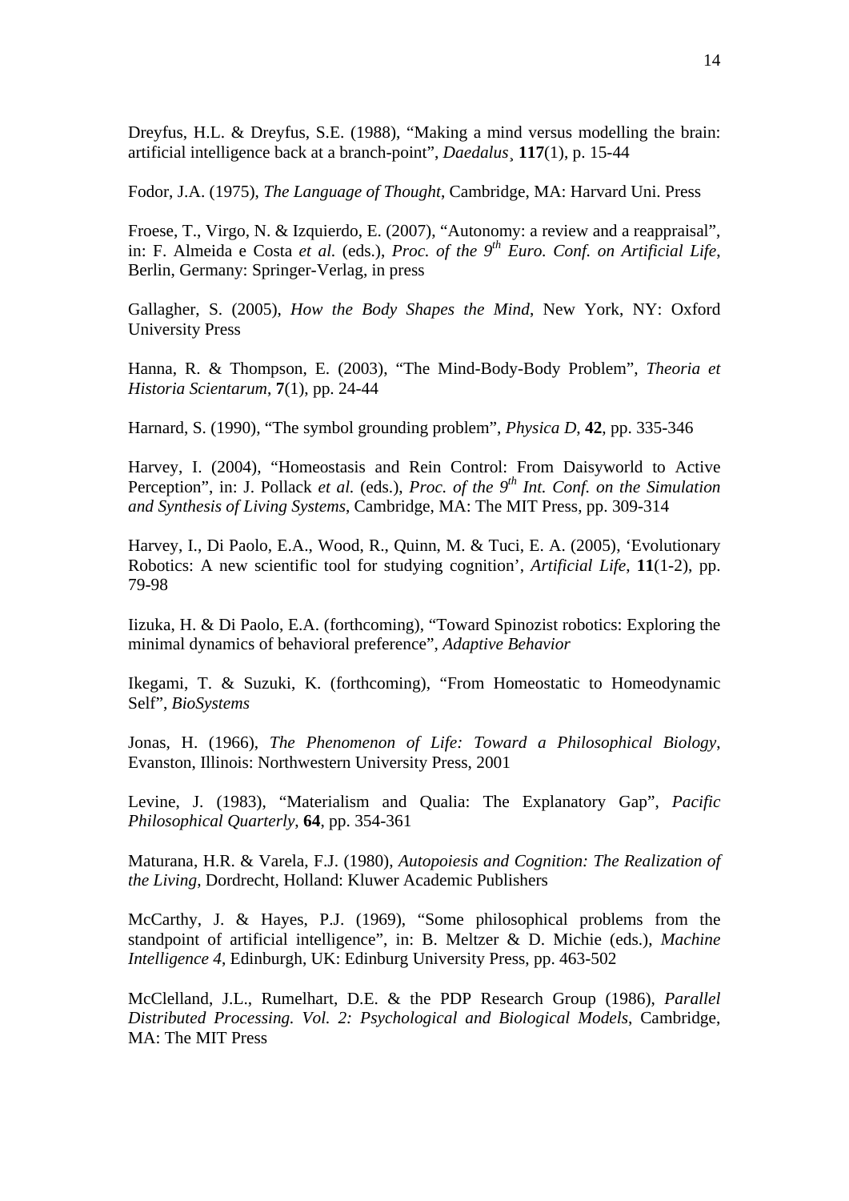Dreyfus, H.L. & Dreyfus, S.E. (1988), "Making a mind versus modelling the brain: artificial intelligence back at a branch-point", *Daedalus*¸ **117**(1), p. 15-44

Fodor, J.A. (1975), *The Language of Thought*, Cambridge, MA: Harvard Uni. Press

Froese, T., Virgo, N. & Izquierdo, E. (2007), "Autonomy: a review and a reappraisal", in: F. Almeida e Costa *et al.* (eds.), *Proc. of the 9th Euro. Conf. on Artificial Life*, Berlin, Germany: Springer-Verlag, in press

Gallagher, S. (2005), *How the Body Shapes the Mind*, New York, NY: Oxford University Press

Hanna, R. & Thompson, E. (2003), "The Mind-Body-Body Problem", *Theoria et Historia Scientarum*, **7**(1), pp. 24-44

Harnard, S. (1990), "The symbol grounding problem", *Physica D*, **42**, pp. 335-346

Harvey, I. (2004), "Homeostasis and Rein Control: From Daisyworld to Active Perception", in: J. Pollack *et al.* (eds.), *Proc. of the 9th Int. Conf. on the Simulation and Synthesis of Living Systems*, Cambridge, MA: The MIT Press, pp. 309-314

Harvey, I., Di Paolo, E.A., Wood, R., Quinn, M. & Tuci, E. A. (2005), 'Evolutionary Robotics: A new scientific tool for studying cognition', *Artificial Life*, **11**(1-2), pp. 79-98

Iizuka, H. & Di Paolo, E.A. (forthcoming), "Toward Spinozist robotics: Exploring the minimal dynamics of behavioral preference", *Adaptive Behavior*

Ikegami, T. & Suzuki, K. (forthcoming), "From Homeostatic to Homeodynamic Self", *BioSystems*

Jonas, H. (1966), *The Phenomenon of Life: Toward a Philosophical Biology*, Evanston, Illinois: Northwestern University Press, 2001

Levine, J. (1983), "Materialism and Qualia: The Explanatory Gap", *Pacific Philosophical Quarterly*, **64**, pp. 354-361

Maturana, H.R. & Varela, F.J. (1980), *Autopoiesis and Cognition: The Realization of the Living*, Dordrecht, Holland: Kluwer Academic Publishers

McCarthy, J. & Hayes, P.J. (1969), "Some philosophical problems from the standpoint of artificial intelligence", in: B. Meltzer & D. Michie (eds.), *Machine Intelligence 4*, Edinburgh, UK: Edinburg University Press, pp. 463-502

McClelland, J.L., Rumelhart, D.E. & the PDP Research Group (1986), *Parallel Distributed Processing. Vol. 2: Psychological and Biological Models*, Cambridge, MA: The MIT Press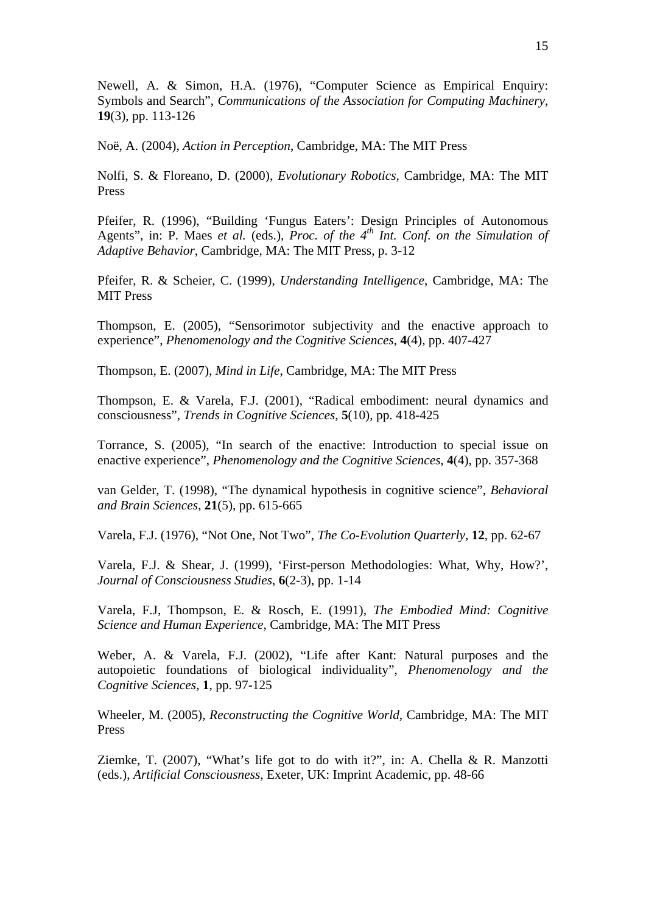Newell, A. & Simon, H.A. (1976), "Computer Science as Empirical Enquiry: Symbols and Search", *Communications of the Association for Computing Machinery*, **19**(3), pp. 113-126

Noë, A. (2004), *Action in Perception*, Cambridge, MA: The MIT Press

Nolfi, S. & Floreano, D. (2000), *Evolutionary Robotics*, Cambridge, MA: The MIT Press

Pfeifer, R. (1996), "Building 'Fungus Eaters': Design Principles of Autonomous Agents", in: P. Maes *et al.* (eds.), *Proc. of the 4th Int. Conf. on the Simulation of Adaptive Behavior*, Cambridge, MA: The MIT Press, p. 3-12

Pfeifer, R. & Scheier, C. (1999), *Understanding Intelligence*, Cambridge, MA: The MIT Press

Thompson, E. (2005), "Sensorimotor subjectivity and the enactive approach to experience", *Phenomenology and the Cognitive Sciences*, **4**(4), pp. 407-427

Thompson, E. (2007), *Mind in Life*, Cambridge, MA: The MIT Press

Thompson, E. & Varela, F.J. (2001), "Radical embodiment: neural dynamics and consciousness", *Trends in Cognitive Sciences*, **5**(10), pp. 418-425

Torrance, S. (2005), "In search of the enactive: Introduction to special issue on enactive experience", *Phenomenology and the Cognitive Sciences*, **4**(4), pp. 357-368

van Gelder, T. (1998), "The dynamical hypothesis in cognitive science", *Behavioral and Brain Sciences*, **21**(5), pp. 615-665

Varela, F.J. (1976), "Not One, Not Two", *The Co-Evolution Quarterly*, **12**, pp. 62-67

Varela, F.J. & Shear, J. (1999), 'First-person Methodologies: What, Why, How?', *Journal of Consciousness Studies*, **6**(2-3), pp. 1-14

Varela, F.J, Thompson, E. & Rosch, E. (1991), *The Embodied Mind: Cognitive Science and Human Experience*, Cambridge, MA: The MIT Press

Weber, A. & Varela, F.J. (2002), "Life after Kant: Natural purposes and the autopoietic foundations of biological individuality", *Phenomenology and the Cognitive Sciences*, **1**, pp. 97-125

Wheeler, M. (2005), *Reconstructing the Cognitive World*, Cambridge, MA: The MIT Press

Ziemke, T. (2007), "What's life got to do with it?", in: A. Chella & R. Manzotti (eds.), *Artificial Consciousness*, Exeter, UK: Imprint Academic, pp. 48-66